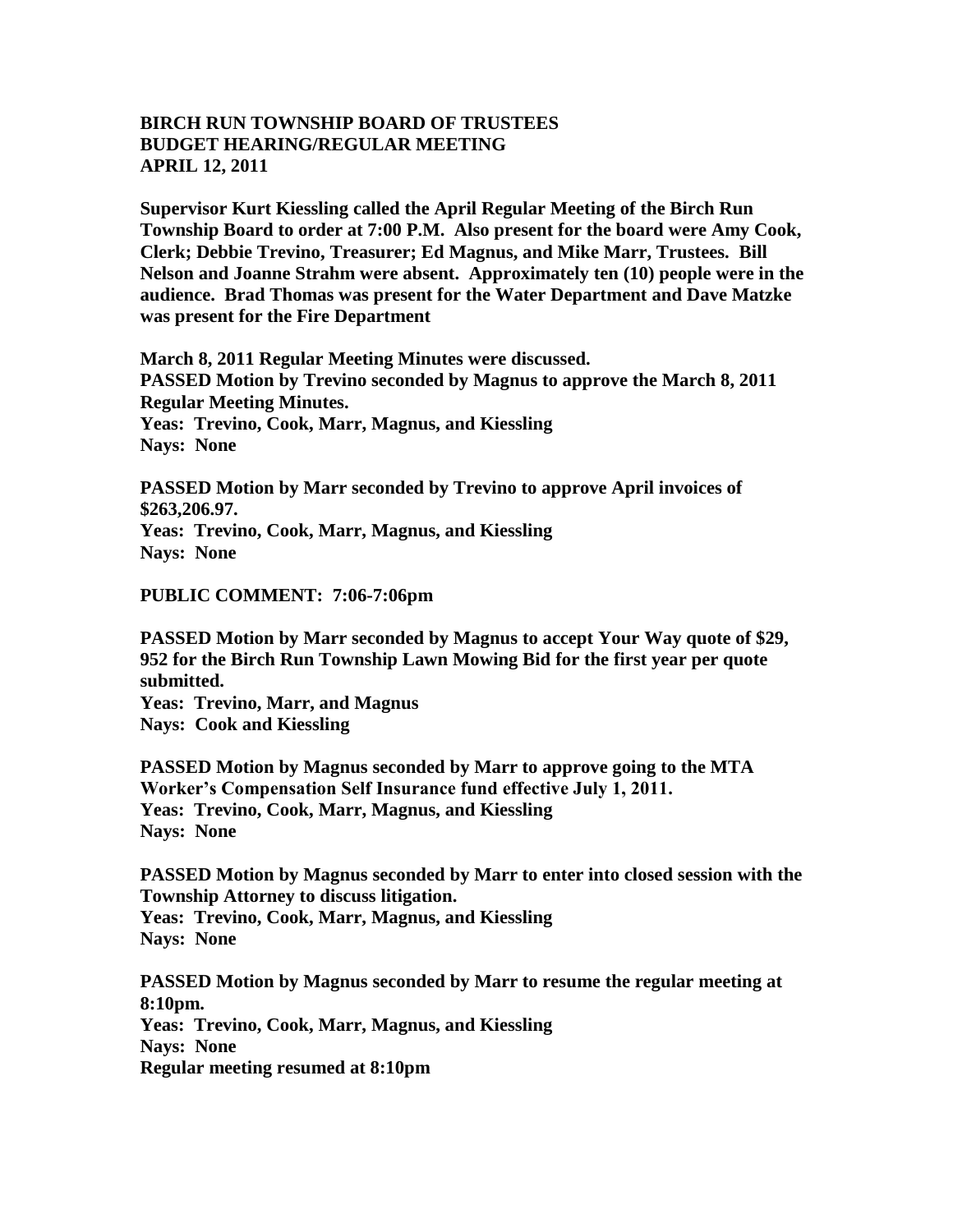**BIRCH RUN TOWNSHIP BOARD OF TRUSTEES**
**BUDGET HEARING/REGULAR MEETING**
**APRIL 12, 2011**

**Supervisor Kurt Kiessling called the April Regular Meeting of the Birch Run Township Board to order at 7:00 P.M. Also present for the board were Amy Cook, Clerk; Debbie Trevino, Treasurer; Ed Magnus, and Mike Marr, Trustees. Bill Nelson and Joanne Strahm were absent. Approximately ten (10) people were in the audience. Brad Thomas was present for the Water Department and Dave Matzke was present for the Fire Department**

**March 8, 2011 Regular Meeting Minutes were discussed.**
**PASSED Motion by Trevino seconded by Magnus to approve the March 8, 2011 Regular Meeting Minutes.**
**Yeas: Trevino, Cook, Marr, Magnus, and Kiessling**
**Nays: None**

**PASSED Motion by Marr seconded by Trevino to approve April invoices of $263,206.97.**
**Yeas: Trevino, Cook, Marr, Magnus, and Kiessling**
**Nays: None**

**PUBLIC COMMENT: 7:06-7:06pm**

**PASSED Motion by Marr seconded by Magnus to accept Your Way quote of $29, 952 for the Birch Run Township Lawn Mowing Bid for the first year per quote submitted.**
**Yeas: Trevino, Marr, and Magnus**
**Nays: Cook and Kiessling**

**PASSED Motion by Magnus seconded by Marr to approve going to the MTA Worker's Compensation Self Insurance fund effective July 1, 2011.**
**Yeas: Trevino, Cook, Marr, Magnus, and Kiessling**
**Nays: None**

**PASSED Motion by Magnus seconded by Marr to enter into closed session with the Township Attorney to discuss litigation.**
**Yeas: Trevino, Cook, Marr, Magnus, and Kiessling**
**Nays: None**

**PASSED Motion by Magnus seconded by Marr to resume the regular meeting at 8:10pm.**
**Yeas: Trevino, Cook, Marr, Magnus, and Kiessling**
**Nays: None**
**Regular meeting resumed at 8:10pm**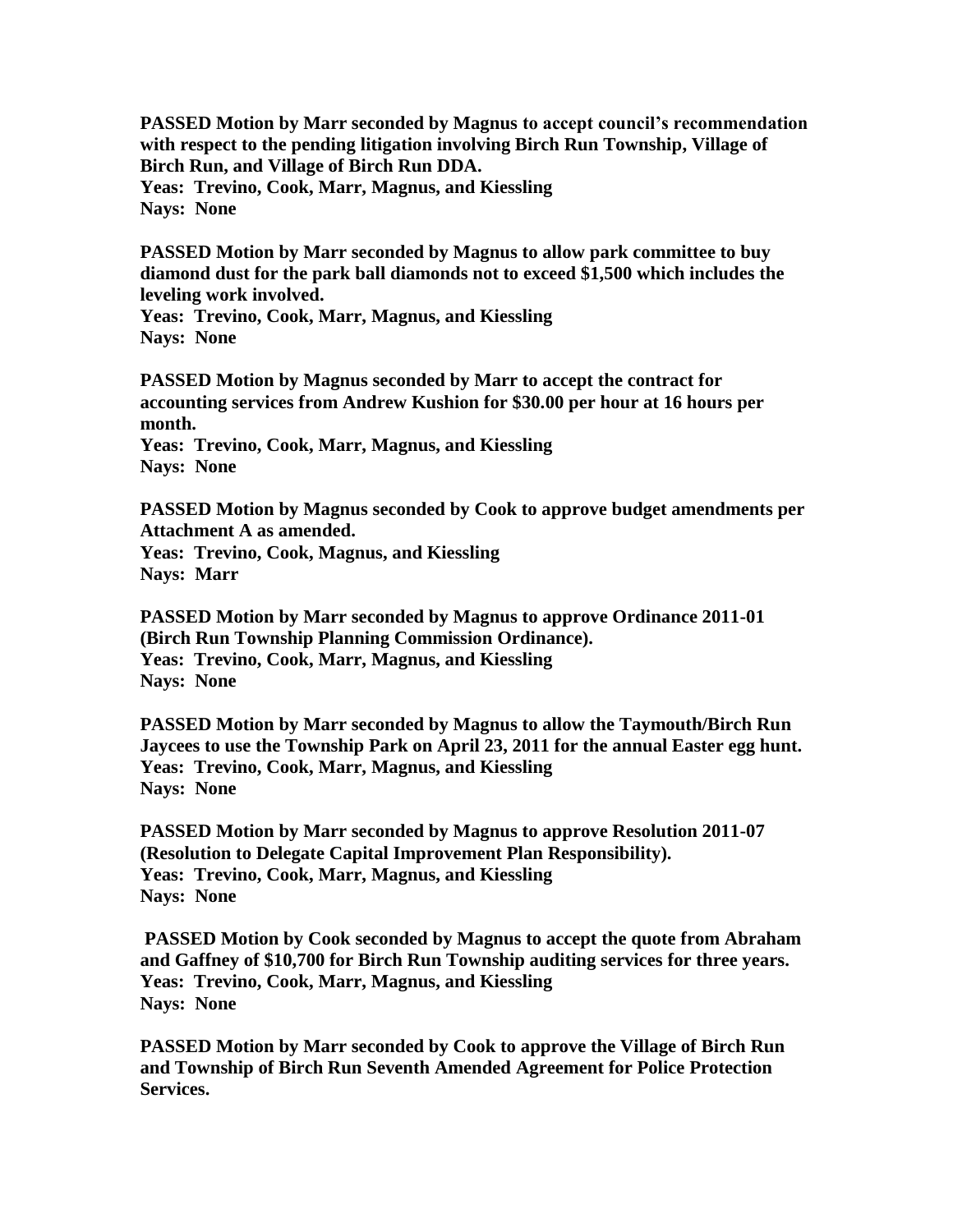**PASSED Motion by Marr seconded by Magnus to accept council's recommendation with respect to the pending litigation involving Birch Run Township, Village of Birch Run, and Village of Birch Run DDA.**
**Yeas: Trevino, Cook, Marr, Magnus, and Kiessling**
**Nays: None**

**PASSED Motion by Marr seconded by Magnus to allow park committee to buy diamond dust for the park ball diamonds not to exceed $1,500 which includes the leveling work involved.**
**Yeas: Trevino, Cook, Marr, Magnus, and Kiessling**
**Nays: None**

**PASSED Motion by Magnus seconded by Marr to accept the contract for accounting services from Andrew Kushion for $30.00 per hour at 16 hours per month.**
**Yeas: Trevino, Cook, Marr, Magnus, and Kiessling**
**Nays: None**

**PASSED Motion by Magnus seconded by Cook to approve budget amendments per Attachment A as amended.**
**Yeas: Trevino, Cook, Magnus, and Kiessling**
**Nays: Marr**

**PASSED Motion by Marr seconded by Magnus to approve Ordinance 2011-01 (Birch Run Township Planning Commission Ordinance).**
**Yeas: Trevino, Cook, Marr, Magnus, and Kiessling**
**Nays: None**

**PASSED Motion by Marr seconded by Magnus to allow the Taymouth/Birch Run Jaycees to use the Township Park on April 23, 2011 for the annual Easter egg hunt.**
**Yeas: Trevino, Cook, Marr, Magnus, and Kiessling**
**Nays: None**

**PASSED Motion by Marr seconded by Magnus to approve Resolution 2011-07 (Resolution to Delegate Capital Improvement Plan Responsibility).**
**Yeas: Trevino, Cook, Marr, Magnus, and Kiessling**
**Nays: None**

**PASSED Motion by Cook seconded by Magnus to accept the quote from Abraham and Gaffney of $10,700 for Birch Run Township auditing services for three years.**
**Yeas: Trevino, Cook, Marr, Magnus, and Kiessling**
**Nays: None**

**PASSED Motion by Marr seconded by Cook to approve the Village of Birch Run and Township of Birch Run Seventh Amended Agreement for Police Protection Services.**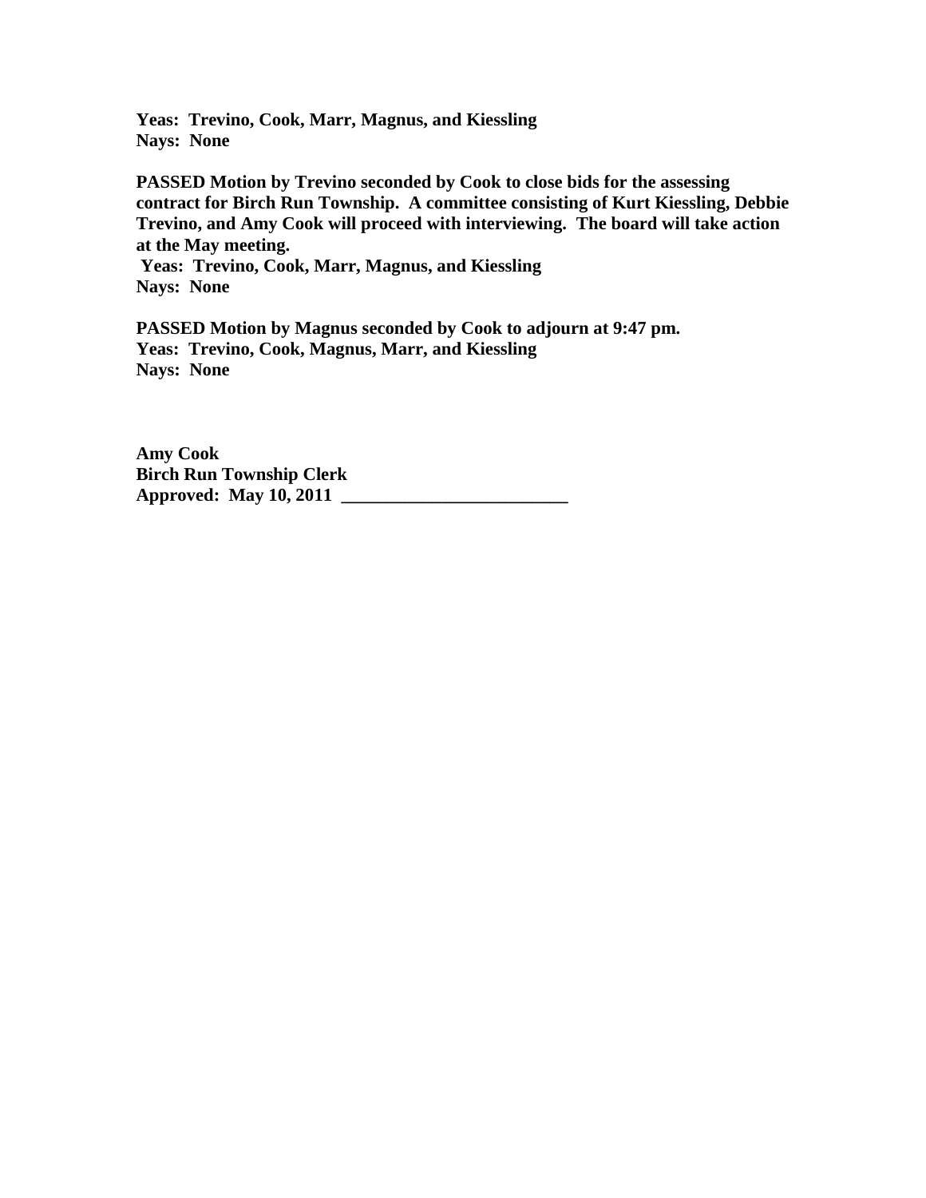**Yeas: Trevino, Cook, Marr, Magnus, and Kiessling**
**Nays: None**

**PASSED Motion by Trevino seconded by Cook to close bids for the assessing contract for Birch Run Township. A committee consisting of Kurt Kiessling, Debbie Trevino, and Amy Cook will proceed with interviewing. The board will take action at the May meeting.**
**Yeas: Trevino, Cook, Marr, Magnus, and Kiessling**
**Nays: None**

**PASSED Motion by Magnus seconded by Cook to adjourn at 9:47 pm.**
**Yeas: Trevino, Cook, Magnus, Marr, and Kiessling**
**Nays: None**

**Amy Cook**
**Birch Run Township Clerk**
**Approved: May 10, 2011 _________________________**